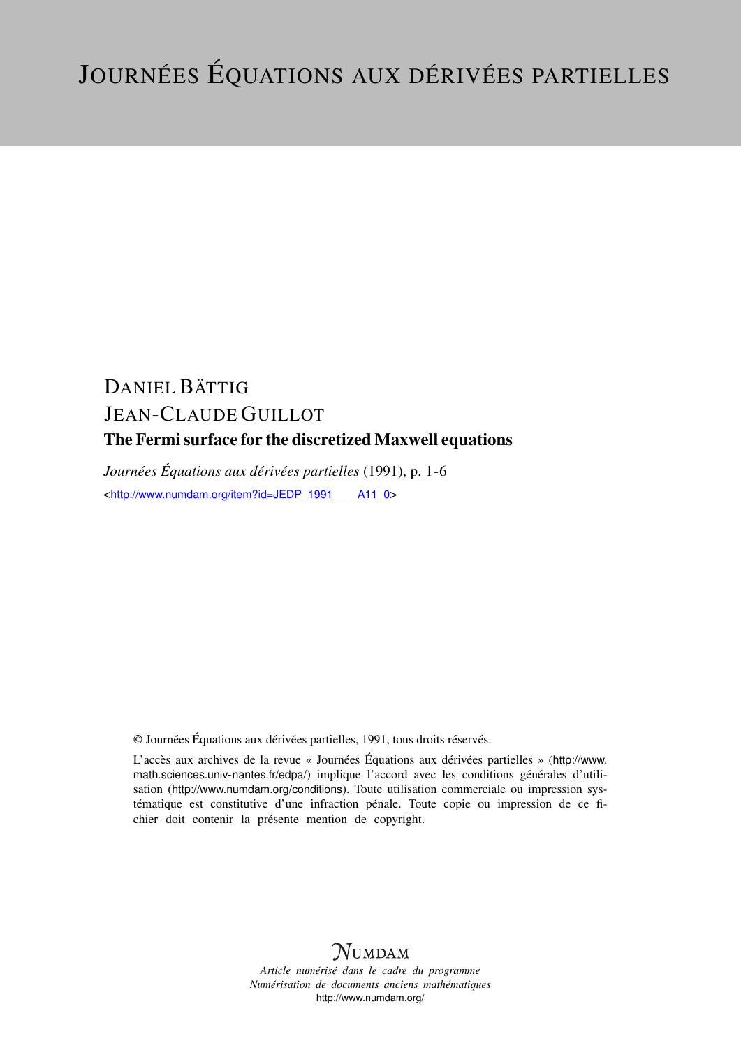# JOURNÉES ÉQUATIONS AUX DÉRIVÉES PARTIELLES

DANIEL BÄTTIG

JEAN-CLAUDE GUILLOT

## The Fermi surface for the discretized Maxwell equations

*Journées Équations aux dérivées partielles* (1991), p. 1-6

<http://www.numdam.org/item?id=JEDP_1991____A11_0>

© Journées Équations aux dérivées partielles, 1991, tous droits réservés.

L'accès aux archives de la revue « Journées Équations aux dérivées partielles » (http://www.math.sciences.univ-nantes.fr/edpa/) implique l'accord avec les conditions générales d'utilisation (http://www.numdam.org/conditions). Toute utilisation commerciale ou impression systématique est constitutive d'une infraction pénale. Toute copie ou impression de ce fichier doit contenir la présente mention de copyright.

NUMDAM

*Article numérisé dans le cadre du programme*
*Numérisation de documents anciens mathématiques*
http://www.numdam.org/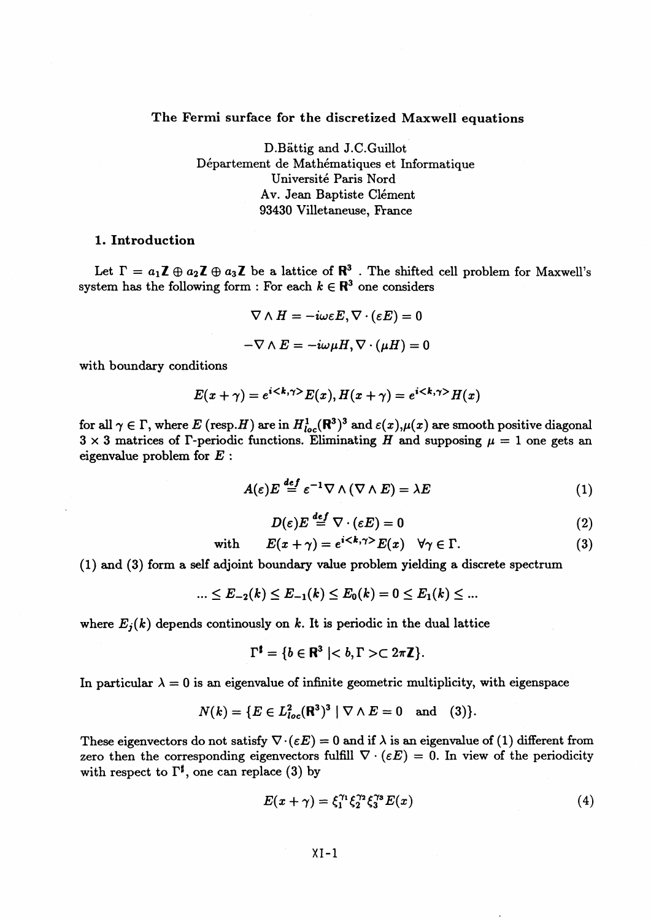# The Fermi surface for the discretized Maxwell equations

D.Bättig and J.C.Guillot
Département de Mathématiques et Informatique
Université Paris Nord
Av. Jean Baptiste Clément
93430 Villetaneuse, France

## 1. Introduction

Let $\Gamma = a_1\mathbf{Z} \oplus a_2\mathbf{Z} \oplus a_3\mathbf{Z}$ be a lattice of $\mathbf{R}^3$ . The shifted cell problem for Maxwell's system has the following form : For each $k \in \mathbf{R}^3$ one considers

$$\nabla \wedge H = -i\omega\varepsilon E, \nabla \cdot (\varepsilon E) = 0$$

$$-\nabla \wedge E = -i\omega\mu H, \nabla \cdot (\mu H) = 0$$

with boundary conditions

$$E(x+\gamma) = e^{i<k,\gamma>}E(x), H(x+\gamma) = e^{i<k,\gamma>}H(x)$$

for all $\gamma \in \Gamma$, where $E$ (resp.$H$) are in $H^1_{loc}(\mathbf{R}^3)^3$ and $\varepsilon(x)$,$\mu(x)$ are smooth positive diagonal $3 \times 3$ matrices of $\Gamma$-periodic functions. Eliminating $H$ and supposing $\mu = 1$ one gets an eigenvalue problem for $E$ :

$$A(\varepsilon)E \stackrel{def}{=} \varepsilon^{-1}\nabla \wedge (\nabla \wedge E) = \lambda E \tag{1}$$

$$D(\varepsilon)E \stackrel{def}{=} \nabla \cdot (\varepsilon E) = 0 \tag{2}$$

$$\text{with} \qquad E(x+\gamma) = e^{i<k,\gamma>}E(x) \quad \forall \gamma \in \Gamma. \tag{3}$$

(1) and (3) form a self adjoint boundary value problem yielding a discrete spectrum

$$... \leq E_{-2}(k) \leq E_{-1}(k) \leq E_0(k) = 0 \leq E_1(k) \leq ...$$

where $E_j(k)$ depends continously on $k$. It is periodic in the dual lattice

$$\Gamma^\sharp = \{b \in \mathbf{R}^3 \mid < b, \Gamma > \subset 2\pi\mathbf{Z}\}.$$

In particular $\lambda = 0$ is an eigenvalue of infinite geometric multiplicity, with eigenspace

$$N(k) = \{E \in L^2_{loc}(\mathbf{R}^3)^3 \mid \nabla \wedge E = 0 \quad \text{and} \quad (3)\}.$$

These eigenvectors do not satisfy $\nabla \cdot (\varepsilon E) = 0$ and if $\lambda$ is an eigenvalue of (1) different from zero then the corresponding eigenvectors fulfill $\nabla \cdot (\varepsilon E) = 0$. In view of the periodicity with respect to $\Gamma^\sharp$, one can replace (3) by

$$E(x+\gamma) = \xi_1^{\gamma_1}\xi_2^{\gamma_2}\xi_3^{\gamma_3}E(x) \tag{4}$$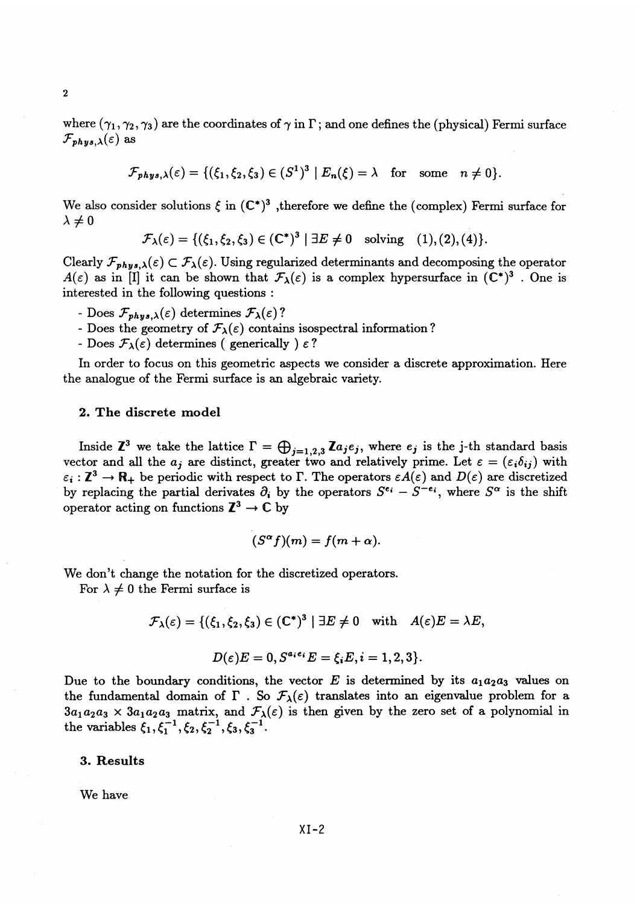where $(\gamma_1, \gamma_2, \gamma_3)$ are the coordinates of $\gamma$ in $\Gamma$; and one defines the (physical) Fermi surface $\mathcal{F}_{phys,\lambda}(\varepsilon)$ as

$$\mathcal{F}_{phys,\lambda}(\varepsilon) = \{(\xi_1, \xi_2, \xi_3) \in (S^1)^3 \mid E_n(\xi) = \lambda \quad \text{for} \quad \text{some} \quad n \neq 0\}.$$

We also consider solutions $\xi$ in $(\mathbf{C}^*)^3$ ,therefore we define the (complex) Fermi surface for $\lambda \neq 0$

$$\mathcal{F}_\lambda(\varepsilon) = \{(\xi_1, \xi_2, \xi_3) \in (\mathbf{C}^*)^3 \mid \exists E \neq 0 \quad \text{solving} \quad (1), (2), (4)\}.$$

Clearly $\mathcal{F}_{phys,\lambda}(\varepsilon) \subset \mathcal{F}_\lambda(\varepsilon)$. Using regularized determinants and decomposing the operator $A(\varepsilon)$ as in [I] it can be shown that $\mathcal{F}_\lambda(\varepsilon)$ is a complex hypersurface in $(\mathbf{C}^*)^3$ . One is interested in the following questions :

- Does $\mathcal{F}_{phys,\lambda}(\varepsilon)$ determines $\mathcal{F}_\lambda(\varepsilon)$?
- Does the geometry of $\mathcal{F}_\lambda(\varepsilon)$ contains isospectral information?
- Does $\mathcal{F}_\lambda(\varepsilon)$ determines ( generically ) $\varepsilon$?

In order to focus on this geometric aspects we consider a discrete approximation. Here the analogue of the Fermi surface is an algebraic variety.

## 2. The discrete model

Inside $\mathbf{Z}^3$ we take the lattice $\Gamma = \bigoplus_{j=1,2,3} \mathbf{Z} a_j e_j$, where $e_j$ is the j-th standard basis vector and all the $a_j$ are distinct, greater two and relatively prime. Let $\varepsilon = (\varepsilon_i \delta_{ij})$ with $\varepsilon_i : \mathbf{Z}^3 \to \mathbf{R}_+$ be periodic with respect to $\Gamma$. The operators $\varepsilon A(\varepsilon)$ and $D(\varepsilon)$ are discretized by replacing the partial derivates $\partial_i$ by the operators $S^{e_i} - S^{-e_i}$, where $S^\alpha$ is the shift operator acting on functions $\mathbf{Z}^3 \to \mathbf{C}$ by

$$(S^\alpha f)(m) = f(m + \alpha).$$

We don't change the notation for the discretized operators.

For $\lambda \neq 0$ the Fermi surface is

$$\mathcal{F}_\lambda(\varepsilon) = \{(\xi_1, \xi_2, \xi_3) \in (\mathbf{C}^*)^3 \mid \exists E \neq 0 \quad \text{with} \quad A(\varepsilon)E = \lambda E,$$

$$D(\varepsilon)E = 0, S^{a_i e_i} E = \xi_i E, i = 1, 2, 3\}.$$

Due to the boundary conditions, the vector $E$ is determined by its $a_1 a_2 a_3$ values on the fundamental domain of $\Gamma$ . So $\mathcal{F}_\lambda(\varepsilon)$ translates into an eigenvalue problem for a $3a_1a_2a_3 \times 3a_1a_2a_3$ matrix, and $\mathcal{F}_\lambda(\varepsilon)$ is then given by the zero set of a polynomial in the variables $\xi_1, \xi_1^{-1}, \xi_2, \xi_2^{-1}, \xi_3, \xi_3^{-1}$.

## 3. Results

We have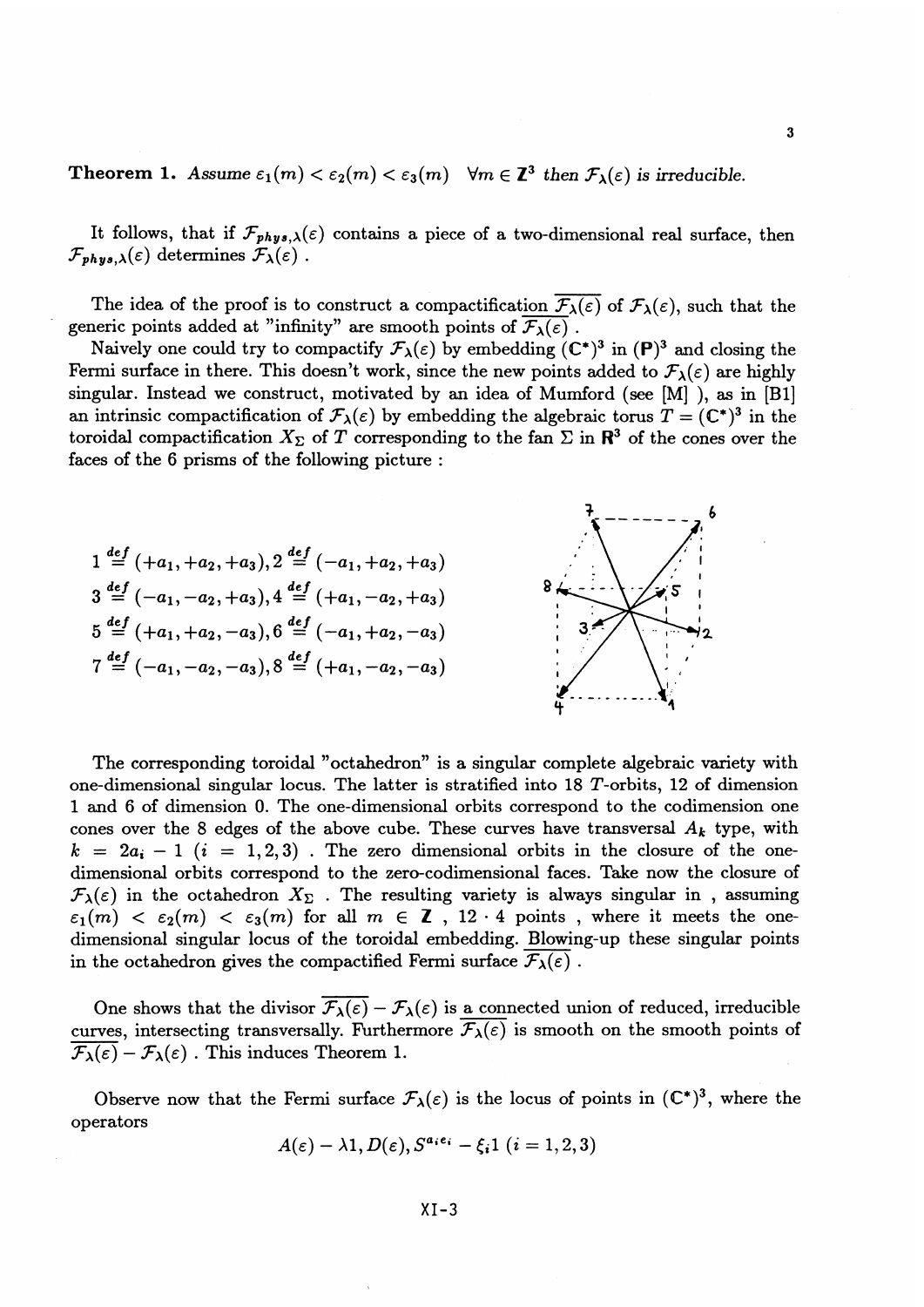**Theorem 1.** *Assume $\varepsilon_1(m) < \varepsilon_2(m) < \varepsilon_3(m)$ $\forall m \in \mathbf{Z}^3$ then $\mathcal{F}_\lambda(\varepsilon)$ is irreducible.*

It follows, that if $\mathcal{F}_{phys,\lambda}(\varepsilon)$ contains a piece of a two-dimensional real surface, then $\mathcal{F}_{phys,\lambda}(\varepsilon)$ determines $\mathcal{F}_\lambda(\varepsilon)$ .

The idea of the proof is to construct a compactification $\overline{\mathcal{F}_\lambda(\varepsilon)}$ of $\mathcal{F}_\lambda(\varepsilon)$, such that the generic points added at "infinity" are smooth points of $\overline{\mathcal{F}_\lambda(\varepsilon)}$ .

Naively one could try to compactify $\mathcal{F}_\lambda(\varepsilon)$ by embedding $(\mathbf{C}^*)^3$ in $(\mathbf{P})^3$ and closing the Fermi surface in there. This doesn't work, since the new points added to $\mathcal{F}_\lambda(\varepsilon)$ are highly singular. Instead we construct, motivated by an idea of Mumford (see [M] ), as in [B1] an intrinsic compactification of $\mathcal{F}_\lambda(\varepsilon)$ by embedding the algebraic torus $T = (\mathbf{C}^*)^3$ in the toroidal compactification $X_\Sigma$ of $T$ corresponding to the fan $\Sigma$ in $\mathbf{R}^3$ of the cones over the faces of the 6 prisms of the following picture :

$1 \stackrel{def}{=} (+a_1, +a_2, +a_3), 2 \stackrel{def}{=} (-a_1, +a_2, +a_3)$
$3 \stackrel{def}{=} (-a_1, -a_2, +a_3), 4 \stackrel{def}{=} (+a_1, -a_2, +a_3)$
$5 \stackrel{def}{=} (+a_1, +a_2, -a_3), 6 \stackrel{def}{=} (-a_1, +a_2, -a_3)$
$7 \stackrel{def}{=} (-a_1, -a_2, -a_3), 8 \stackrel{def}{=} (+a_1, -a_2, -a_3)$

The corresponding toroidal "octahedron" is a singular complete algebraic variety with one-dimensional singular locus. The latter is stratified into 18 $T$-orbits, 12 of dimension 1 and 6 of dimension 0. The one-dimensional orbits correspond to the codimension one cones over the 8 edges of the above cube. These curves have transversal $A_k$ type, with $k = 2a_i - 1$ $(i = 1, 2, 3)$ . The zero dimensional orbits in the closure of the one-dimensional orbits correspond to the zero-codimensional faces. Take now the closure of $\mathcal{F}_\lambda(\varepsilon)$ in the octahedron $X_\Sigma$ . The resulting variety is always singular in , assuming $\varepsilon_1(m) < \varepsilon_2(m) < \varepsilon_3(m)$ for all $m \in \mathbf{Z}$ , $12 \cdot 4$ points , where it meets the one-dimensional singular locus of the toroidal embedding. Blowing-up these singular points in the octahedron gives the compactified Fermi surface $\overline{\mathcal{F}_\lambda(\varepsilon)}$ .

One shows that the divisor $\overline{\mathcal{F}_\lambda(\varepsilon)} - \mathcal{F}_\lambda(\varepsilon)$ is a connected union of reduced, irreducible curves, intersecting transversally. Furthermore $\overline{\mathcal{F}_\lambda(\varepsilon)}$ is smooth on the smooth points of $\overline{\mathcal{F}_\lambda(\varepsilon)} - \mathcal{F}_\lambda(\varepsilon)$ . This induces Theorem 1.

Observe now that the Fermi surface $\mathcal{F}_\lambda(\varepsilon)$ is the locus of points in $(\mathbf{C}^*)^3$, where the operators

$$A(\varepsilon) - \lambda 1, D(\varepsilon), S^{a_i e_i} - \xi_i 1 \ (i = 1, 2, 3)$$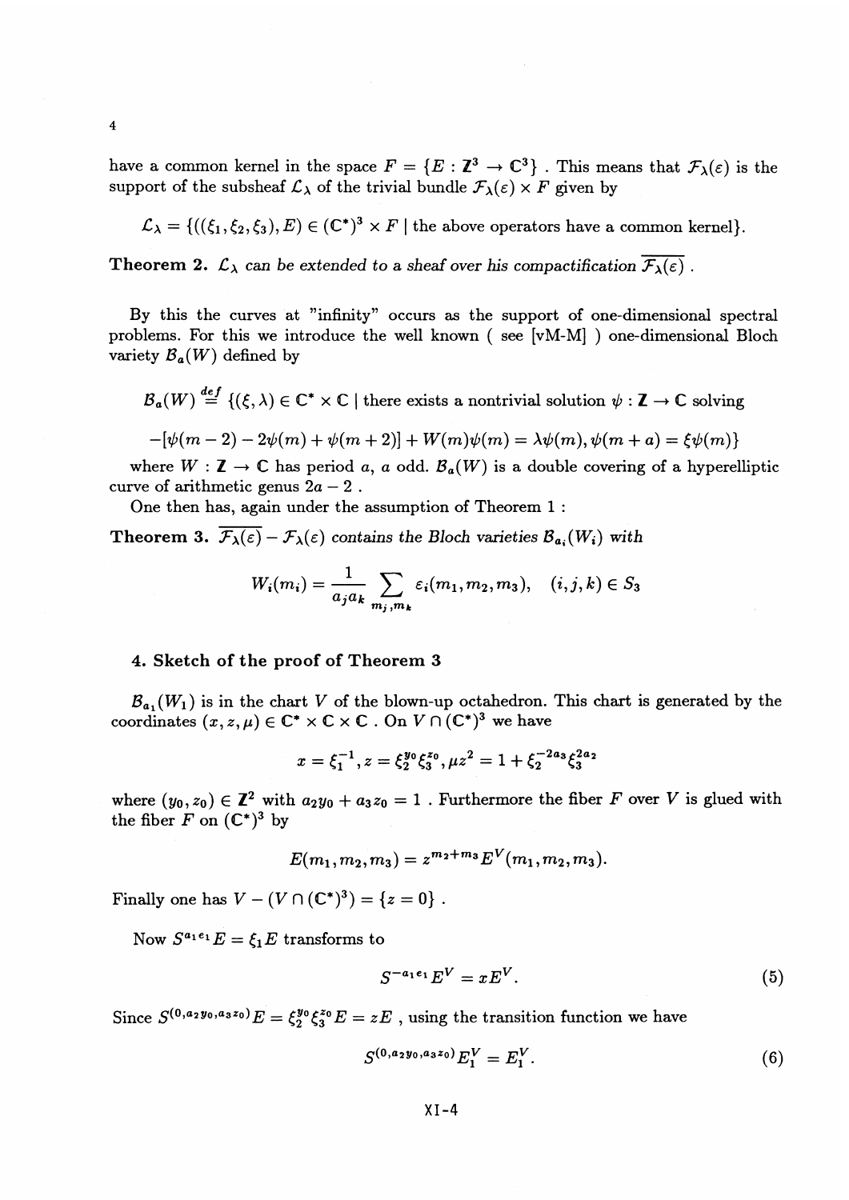have a common kernel in the space $F = \{E : \mathbb{Z}^3 \to \mathbb{C}^3\}$ . This means that $\mathcal{F}_\lambda(\varepsilon)$ is the support of the subsheaf $\mathcal{L}_\lambda$ of the trivial bundle $\mathcal{F}_\lambda(\varepsilon) \times F$ given by

$$\mathcal{L}_\lambda = \{((\xi_1, \xi_2, \xi_3), E) \in (\mathbb{C}^*)^3 \times F \mid \text{the above operators have a common kernel}\}.$$

**Theorem 2.** *$\mathcal{L}_\lambda$ can be extended to a sheaf over his compactification $\overline{\mathcal{F}_\lambda(\varepsilon)}$ .*

By this the curves at "infinity" occurs as the support of one-dimensional spectral problems. For this we introduce the well known ( see [vM-M] ) one-dimensional Bloch variety $\mathcal{B}_a(W)$ defined by

$$\mathcal{B}_a(W) \stackrel{def}{=} \{(\xi, \lambda) \in \mathbb{C}^* \times \mathbb{C} \mid \text{there exists a nontrivial solution } \psi : \mathbb{Z} \to \mathbb{C} \text{ solving}$$

$$-[\psi(m-2) - 2\psi(m) + \psi(m+2)] + W(m)\psi(m) = \lambda\psi(m), \psi(m+a) = \xi\psi(m)\}$$

where $W : \mathbb{Z} \to \mathbb{C}$ has period $a$, $a$ odd. $\mathcal{B}_a(W)$ is a double covering of a hyperelliptic curve of arithmetic genus $2a - 2$ .

One then has, again under the assumption of Theorem 1 :

**Theorem 3.** *$\overline{\mathcal{F}_\lambda(\varepsilon)} - \mathcal{F}_\lambda(\varepsilon)$ contains the Bloch varieties $\mathcal{B}_{a_i}(W_i)$ with*

$$W_i(m_i) = \frac{1}{a_j a_k} \sum_{m_j, m_k} \varepsilon_i(m_1, m_2, m_3), \quad (i,j,k) \in S_3$$

### 4. Sketch of the proof of Theorem 3

$\mathcal{B}_{a_1}(W_1)$ is in the chart $V$ of the blown-up octahedron. This chart is generated by the coordinates $(x, z, \mu) \in \mathbb{C}^* \times \mathbb{C} \times \mathbb{C}$ . On $V \cap (\mathbb{C}^*)^3$ we have

$$x = \xi_1^{-1}, z = \xi_2^{y_0}\xi_3^{z_0}, \mu z^2 = 1 + \xi_2^{-2a_3}\xi_3^{2a_2}$$

where $(y_0, z_0) \in \mathbb{Z}^2$ with $a_2 y_0 + a_3 z_0 = 1$ . Furthermore the fiber $F$ over $V$ is glued with the fiber $F$ on $(\mathbb{C}^*)^3$ by

$$E(m_1, m_2, m_3) = z^{m_2+m_3} E^V(m_1, m_2, m_3).$$

Finally one has $V - (V \cap (\mathbb{C}^*)^3) = \{z = 0\}$ .

Now $S^{a_1 e_1} E = \xi_1 E$ transforms to

$$S^{-a_1 e_1} E^V = x E^V. \tag{5}$$

Since $S^{(0, a_2 y_0, a_3 z_0)} E = \xi_2^{y_0}\xi_3^{z_0} E = zE$ , using the transition function we have

$$S^{(0, a_2 y_0, a_3 z_0)} E_1^V = E_1^V. \tag{6}$$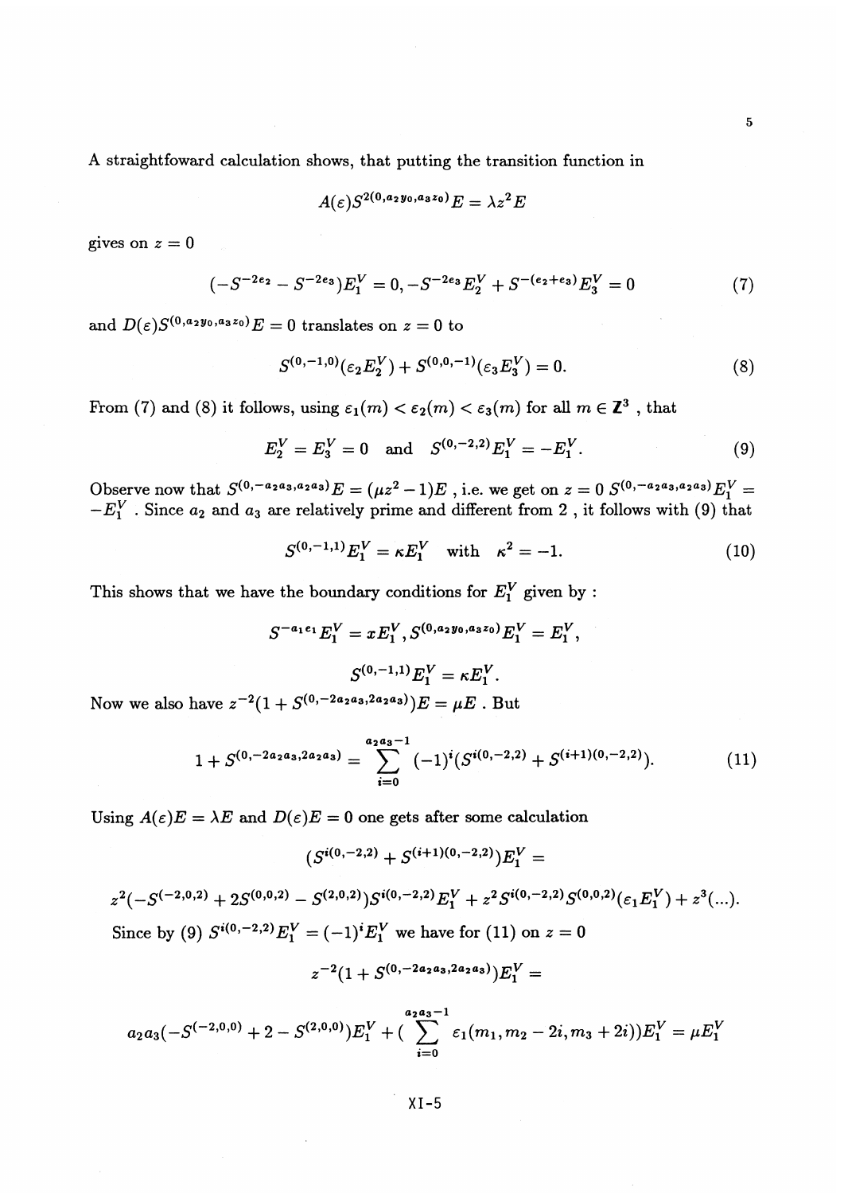A straightfoward calculation shows, that putting the transition function in

$$A(\varepsilon)S^{2(0,a_2y_0,a_3z_0)}E = \lambda z^2 E$$

gives on $z = 0$

$$(-S^{-2e_2} - S^{-2e_3})E_1^V = 0, -S^{-2e_3}E_2^V + S^{-(e_2+e_3)}E_3^V = 0 \tag{7}$$

and $D(\varepsilon)S^{(0,a_2y_0,a_3z_0)}E = 0$ translates on $z = 0$ to

$$S^{(0,-1,0)}(\varepsilon_2 E_2^V) + S^{(0,0,-1)}(\varepsilon_3 E_3^V) = 0. \tag{8}$$

From (7) and (8) it follows, using $\varepsilon_1(m) < \varepsilon_2(m) < \varepsilon_3(m)$ for all $m \in \mathbb{Z}^3$ , that

$$E_2^V = E_3^V = 0 \quad \text{and} \quad S^{(0,-2,2)}E_1^V = -E_1^V. \tag{9}$$

Observe now that $S^{(0,-a_2a_3,a_2a_3)}E = (\mu z^2 - 1)E$ , i.e. we get on $z = 0$ $S^{(0,-a_2a_3,a_2a_3)}E_1^V = -E_1^V$ . Since $a_2$ and $a_3$ are relatively prime and different from 2 , it follows with (9) that

$$S^{(0,-1,1)}E_1^V = \kappa E_1^V \quad \text{with} \quad \kappa^2 = -1. \tag{10}$$

This shows that we have the boundary conditions for $E_1^V$ given by :

$$S^{-a_1e_1}E_1^V = xE_1^V, S^{(0,a_2y_0,a_3z_0)}E_1^V = E_1^V,$$

$$S^{(0,-1,1)}E_1^V = \kappa E_1^V.$$

Now we also have $z^{-2}(1 + S^{(0,-2a_2a_3,2a_2a_3)})E = \mu E$ . But

$$1 + S^{(0,-2a_2a_3,2a_2a_3)} = \sum_{i=0}^{a_2a_3-1} (-1)^i (S^{i(0,-2,2)} + S^{(i+1)(0,-2,2)}). \tag{11}$$

Using $A(\varepsilon)E = \lambda E$ and $D(\varepsilon)E = 0$ one gets after some calculation

$$(S^{i(0,-2,2)} + S^{(i+1)(0,-2,2)})E_1^V =$$

$$z^2(-S^{(-2,0,2)} + 2S^{(0,0,2)} - S^{(2,0,2)})S^{i(0,-2,2)}E_1^V + z^2 S^{i(0,-2,2)}S^{(0,0,2)}(\varepsilon_1 E_1^V) + z^3(\ldots).$$

Since by (9) $S^{i(0,-2,2)}E_1^V = (-1)^i E_1^V$ we have for (11) on $z = 0$

$$z^{-2}(1 + S^{(0,-2a_2a_3,2a_2a_3)})E_1^V =$$

$$a_2a_3(-S^{(-2,0,0)} + 2 - S^{(2,0,0)})E_1^V + (\sum_{i=0}^{a_2a_3-1} \varepsilon_1(m_1, m_2 - 2i, m_3 + 2i))E_1^V = \mu E_1^V$$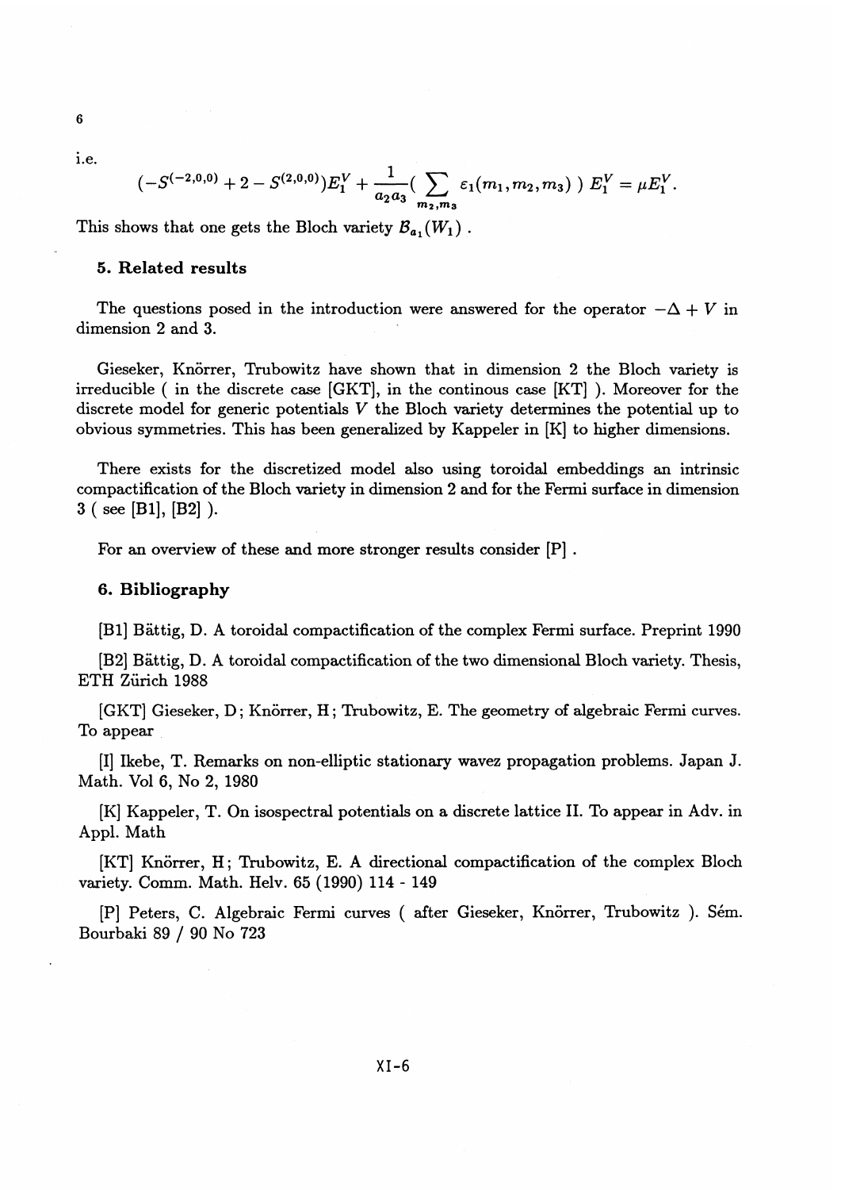i.e.

$$(-S^{(-2,0,0)} + 2 - S^{(2,0,0)})E_1^V + \frac{1}{a_2 a_3}( \sum_{m_2,m_3} \varepsilon_1(m_1, m_2, m_3) ) E_1^V = \mu E_1^V.$$

This shows that one gets the Bloch variety $\mathcal{B}_{a_1}(W_1)$ .

### 5. Related results

The questions posed in the introduction were answered for the operator $-\Delta + V$ in dimension 2 and 3.

Gieseker, Knörrer, Trubowitz have shown that in dimension 2 the Bloch variety is irreducible ( in the discrete case [GKT], in the continous case [KT] ). Moreover for the discrete model for generic potentials $V$ the Bloch variety determines the potential up to obvious symmetries. This has been generalized by Kappeler in [K] to higher dimensions.

There exists for the discretized model also using toroidal embeddings an intrinsic compactification of the Bloch variety in dimension 2 and for the Fermi surface in dimension 3 ( see [B1], [B2] ).

For an overview of these and more stronger results consider [P] .

### 6. Bibliography

[B1] Bättig, D. A toroidal compactification of the complex Fermi surface. Preprint 1990

[B2] Bättig, D. A toroidal compactification of the two dimensional Bloch variety. Thesis, ETH Zürich 1988

[GKT] Gieseker, D ; Knörrer, H ; Trubowitz, E. The geometry of algebraic Fermi curves. To appear

[I] Ikebe, T. Remarks on non-elliptic stationary wavez propagation problems. Japan J. Math. Vol 6, No 2, 1980

[K] Kappeler, T. On isospectral potentials on a discrete lattice II. To appear in Adv. in Appl. Math

[KT] Knörrer, H ; Trubowitz, E. A directional compactification of the complex Bloch variety. Comm. Math. Helv. 65 (1990) 114 - 149

[P] Peters, C. Algebraic Fermi curves ( after Gieseker, Knörrer, Trubowitz ). Sém. Bourbaki 89 / 90 No 723